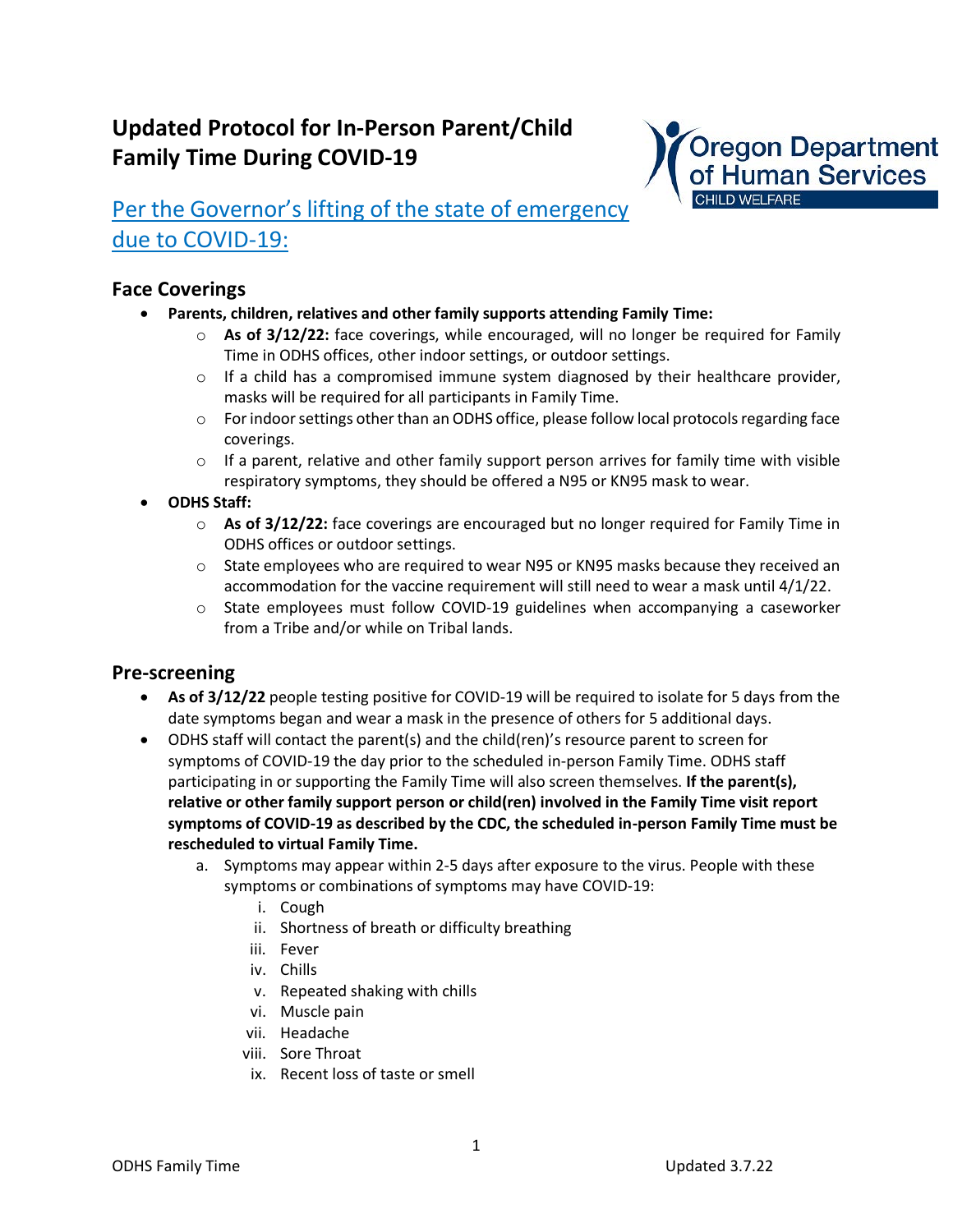# Updated Protocol for In-Person Parent/Child Family Time During COVID-19

Oregon Department of Human Services
CHILD WELFARE

## Per the Governor's lifting of the state of emergency due to COVID-19:

## Face Coverings

- **Parents, children, relatives and other family supports attending Family Time:**
  - **As of 3/12/22:** face coverings, while encouraged, will no longer be required for Family Time in ODHS offices, other indoor settings, or outdoor settings.
  - If a child has a compromised immune system diagnosed by their healthcare provider, masks will be required for all participants in Family Time.
  - For indoor settings other than an ODHS office, please follow local protocols regarding face coverings.
  - If a parent, relative and other family support person arrives for family time with visible respiratory symptoms, they should be offered a N95 or KN95 mask to wear.
- **ODHS Staff:**
  - **As of 3/12/22:** face coverings are encouraged but no longer required for Family Time in ODHS offices or outdoor settings.
  - State employees who are required to wear N95 or KN95 masks because they received an accommodation for the vaccine requirement will still need to wear a mask until 4/1/22.
  - State employees must follow COVID-19 guidelines when accompanying a caseworker from a Tribe and/or while on Tribal lands.

## Pre-screening

- **As of 3/12/22** people testing positive for COVID-19 will be required to isolate for 5 days from the date symptoms began and wear a mask in the presence of others for 5 additional days.
- ODHS staff will contact the parent(s) and the child(ren)'s resource parent to screen for symptoms of COVID-19 the day prior to the scheduled in-person Family Time. ODHS staff participating in or supporting the Family Time will also screen themselves. **If the parent(s), relative or other family support person or child(ren) involved in the Family Time visit report symptoms of COVID-19 as described by the CDC, the scheduled in-person Family Time must be rescheduled to virtual Family Time.**
  a. Symptoms may appear within 2-5 days after exposure to the virus. People with these symptoms or combinations of symptoms may have COVID-19:
     i. Cough
     ii. Shortness of breath or difficulty breathing
     iii. Fever
     iv. Chills
     v. Repeated shaking with chills
     vi. Muscle pain
     vii. Headache
     viii. Sore Throat
     ix. Recent loss of taste or smell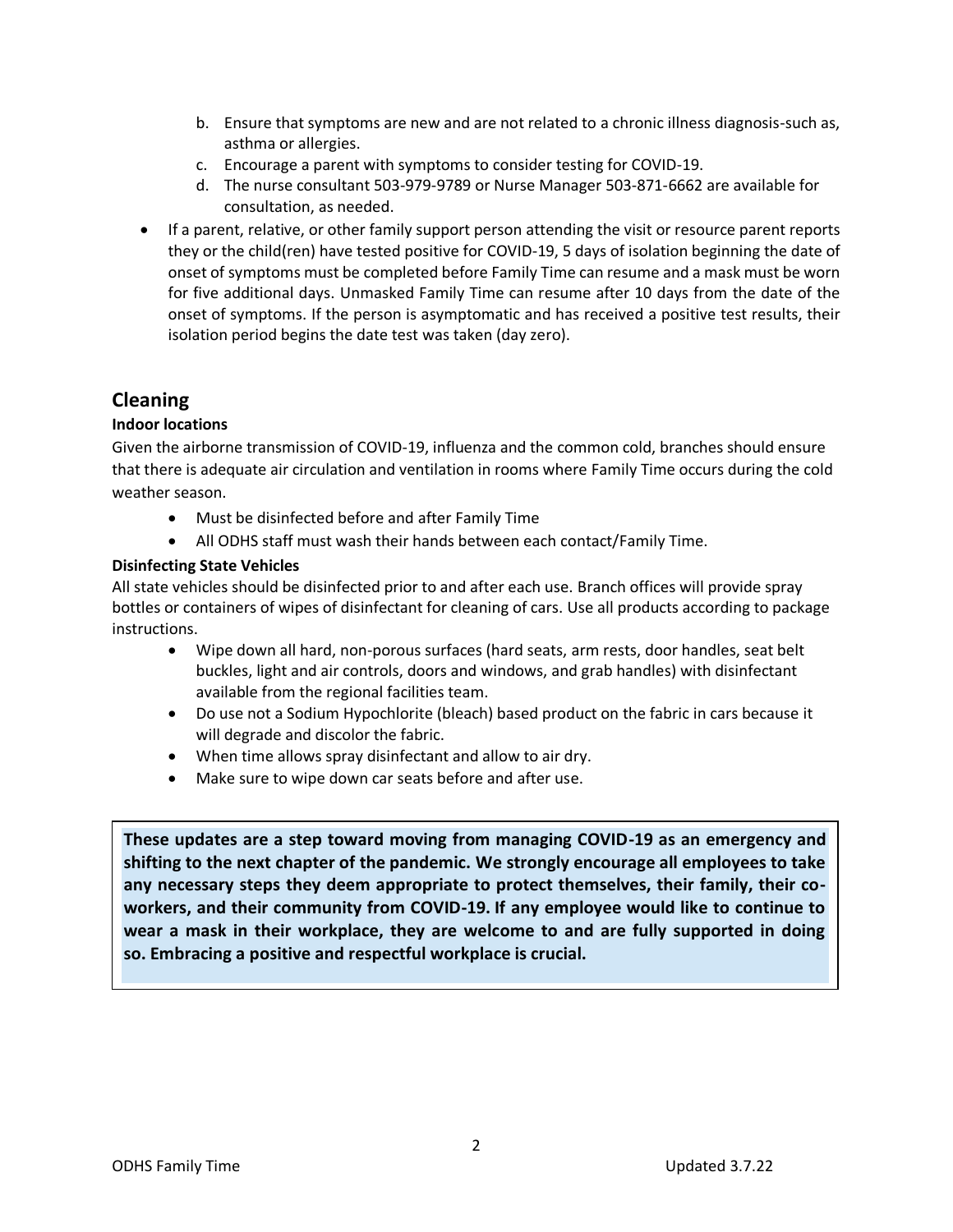b. Ensure that symptoms are new and are not related to a chronic illness diagnosis-such as, asthma or allergies.
   c. Encourage a parent with symptoms to consider testing for COVID-19.
   d. The nurse consultant 503-979-9789 or Nurse Manager 503-871-6662 are available for consultation, as needed.

- If a parent, relative, or other family support person attending the visit or resource parent reports they or the child(ren) have tested positive for COVID-19, 5 days of isolation beginning the date of onset of symptoms must be completed before Family Time can resume and a mask must be worn for five additional days. Unmasked Family Time can resume after 10 days from the date of the onset of symptoms. If the person is asymptomatic and has received a positive test results, their isolation period begins the date test was taken (day zero).

## Cleaning

**Indoor locations**

Given the airborne transmission of COVID-19, influenza and the common cold, branches should ensure that there is adequate air circulation and ventilation in rooms where Family Time occurs during the cold weather season.

- Must be disinfected before and after Family Time
- All ODHS staff must wash their hands between each contact/Family Time.

**Disinfecting State Vehicles**

All state vehicles should be disinfected prior to and after each use. Branch offices will provide spray bottles or containers of wipes of disinfectant for cleaning of cars. Use all products according to package instructions.

- Wipe down all hard, non-porous surfaces (hard seats, arm rests, door handles, seat belt buckles, light and air controls, doors and windows, and grab handles) with disinfectant available from the regional facilities team.
- Do use not a Sodium Hypochlorite (bleach) based product on the fabric in cars because it will degrade and discolor the fabric.
- When time allows spray disinfectant and allow to air dry.
- Make sure to wipe down car seats before and after use.

**These updates are a step toward moving from managing COVID-19 as an emergency and shifting to the next chapter of the pandemic. We strongly encourage all employees to take any necessary steps they deem appropriate to protect themselves, their family, their co-workers, and their community from COVID-19. If any employee would like to continue to wear a mask in their workplace, they are welcome to and are fully supported in doing so. Embracing a positive and respectful workplace is crucial.**